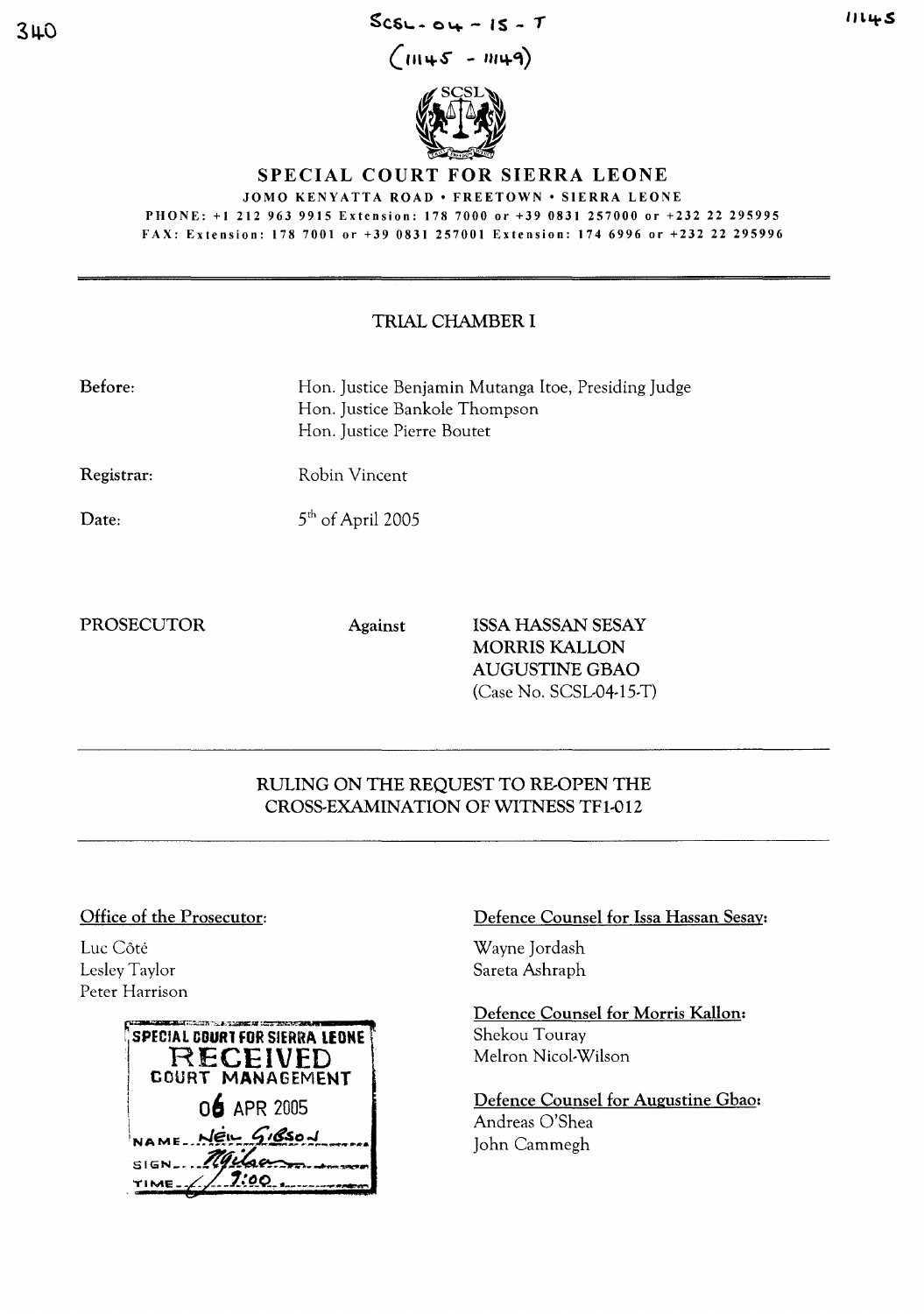SCSL-04-15-T

(1145 - 1149)

# SPECIAL COURT FOR SIERRA LEONE

JOMO KENYATTA ROAD • FREETOWN • SIERRA LEONE

PHONE: +1 212 963 9915 Extension: 178 7000 or +39 0831 257000 or +232 22 295995

FAX: Extension: 178 7001 or +39 0831 257001 Extension: 174 6996 or +232 22 295996

## TRIAL CHAMBER I

**Before:** Hon. Justice Benjamin Mutanga Itoe, Presiding Judge
Hon. Justice Bankole Thompson
Hon. Justice Pierre Boutet

**Registrar:** Robin Vincent

**Date:** 5th of April 2005

PROSECUTOR Against ISSA HASSAN SESAY
MORRIS KALLON
AUGUSTINE GBAO
(Case No. SCSL-04-15-T)

## RULING ON THE REQUEST TO RE-OPEN THE CROSS-EXAMINATION OF WITNESS TF1-012

**Office of the Prosecutor:**

Luc Côté
Lesley Taylor
Peter Harrison

SPECIAL COURT FOR SIERRA LEONE
RECEIVED
COURT MANAGEMENT
06 APR 2005
NAME: Neil Gibson
SIGN: 
TIME: 9:00

**Defence Counsel for Issa Hassan Sesay:**

Wayne Jordash
Sareta Ashraph

**Defence Counsel for Morris Kallon:**

Shekou Touray
Melron Nicol-Wilson

**Defence Counsel for Augustine Gbao:**

Andreas O'Shea
John Cammegh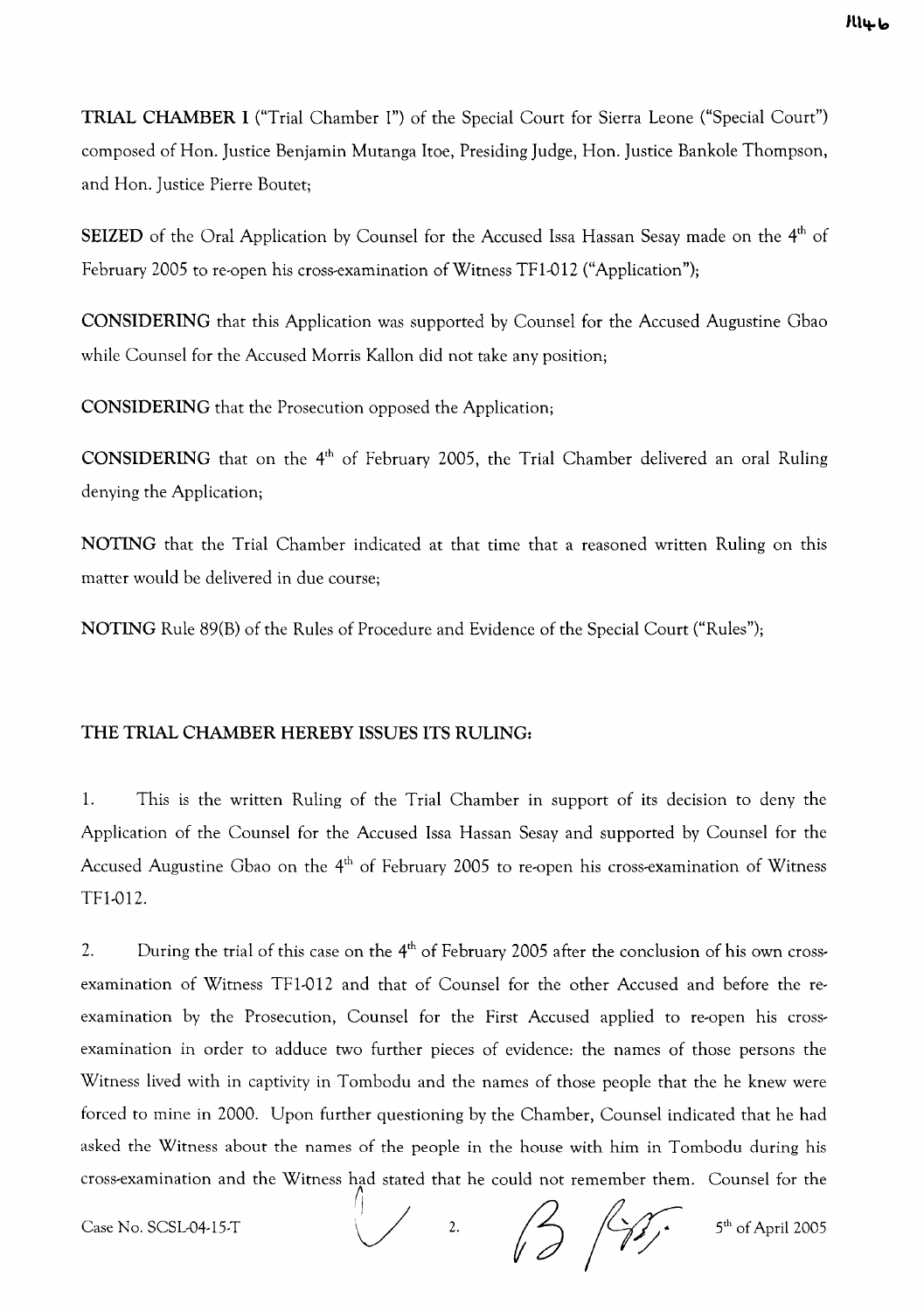**TRIAL CHAMBER I** ("Trial Chamber I") of the Special Court for Sierra Leone ("Special Court") composed of Hon. Justice Benjamin Mutanga Itoe, Presiding Judge, Hon. Justice Bankole Thompson, and Hon. Justice Pierre Boutet;

**SEIZED** of the Oral Application by Counsel for the Accused Issa Hassan Sesay made on the 4th of February 2005 to re-open his cross-examination of Witness TF1-012 ("Application");

**CONSIDERING** that this Application was supported by Counsel for the Accused Augustine Gbao while Counsel for the Accused Morris Kallon did not take any position;

**CONSIDERING** that the Prosecution opposed the Application;

**CONSIDERING** that on the 4th of February 2005, the Trial Chamber delivered an oral Ruling denying the Application;

**NOTING** that the Trial Chamber indicated at that time that a reasoned written Ruling on this matter would be delivered in due course;

**NOTING** Rule 89(B) of the Rules of Procedure and Evidence of the Special Court ("Rules");

**THE TRIAL CHAMBER HEREBY ISSUES ITS RULING:**

1. This is the written Ruling of the Trial Chamber in support of its decision to deny the Application of the Counsel for the Accused Issa Hassan Sesay and supported by Counsel for the Accused Augustine Gbao on the 4th of February 2005 to re-open his cross-examination of Witness TF1-012.

2. During the trial of this case on the 4th of February 2005 after the conclusion of his own cross-examination of Witness TF1-012 and that of Counsel for the other Accused and before the re-examination by the Prosecution, Counsel for the First Accused applied to re-open his cross-examination in order to adduce two further pieces of evidence: the names of those persons the Witness lived with in captivity in Tombodu and the names of those people that the he knew were forced to mine in 2000. Upon further questioning by the Chamber, Counsel indicated that he had asked the Witness about the names of the people in the house with him in Tombodu during his cross-examination and the Witness had stated that he could not remember them. Counsel for the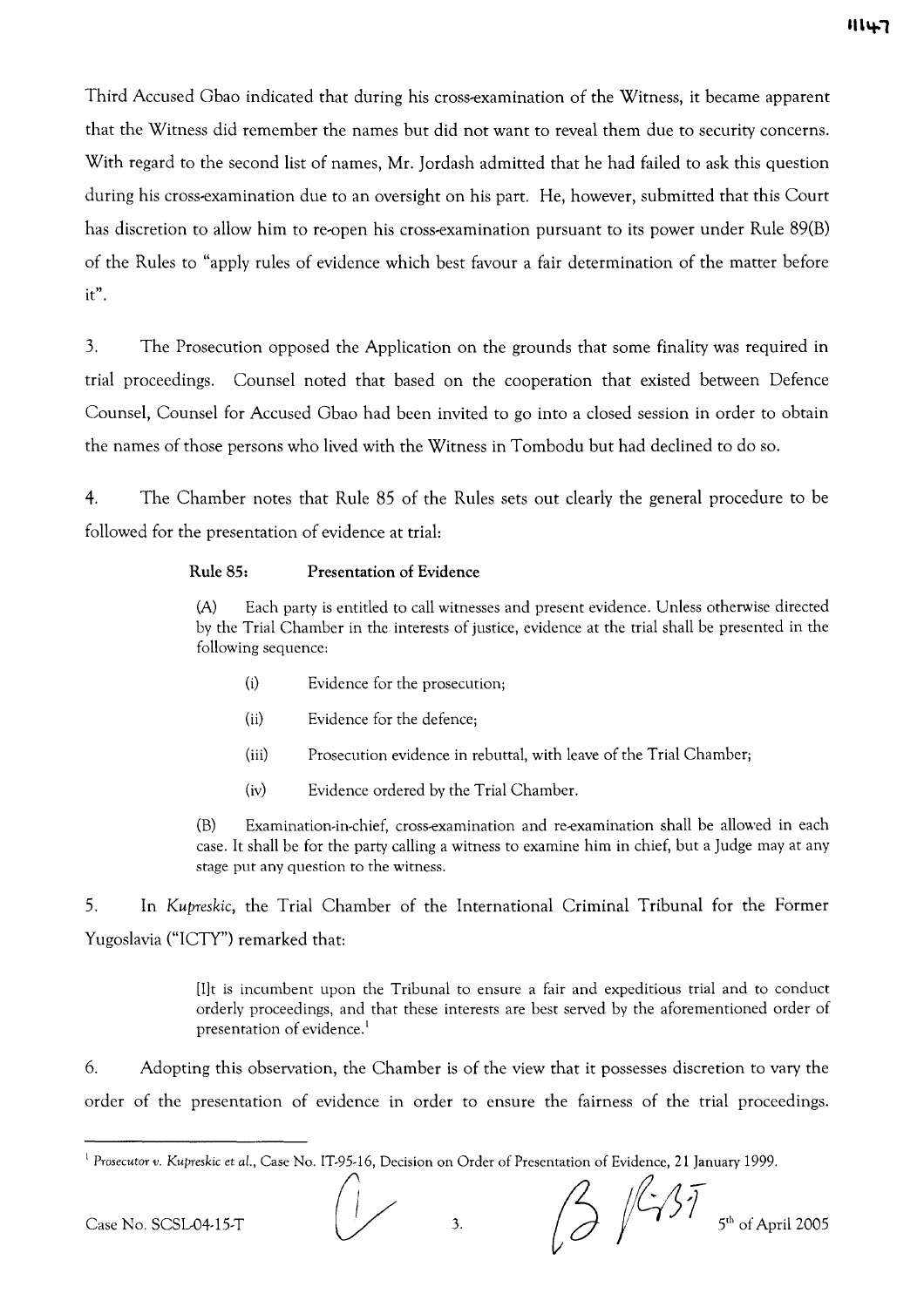Third Accused Gbao indicated that during his cross-examination of the Witness, it became apparent that the Witness did remember the names but did not want to reveal them due to security concerns. With regard to the second list of names, Mr. Jordash admitted that he had failed to ask this question during his cross-examination due to an oversight on his part. He, however, submitted that this Court has discretion to allow him to re-open his cross-examination pursuant to its power under Rule 89(B) of the Rules to "apply rules of evidence which best favour a fair determination of the matter before it".

3. The Prosecution opposed the Application on the grounds that some finality was required in trial proceedings. Counsel noted that based on the cooperation that existed between Defence Counsel, Counsel for Accused Gbao had been invited to go into a closed session in order to obtain the names of those persons who lived with the Witness in Tombodu but had declined to do so.

4. The Chamber notes that Rule 85 of the Rules sets out clearly the general procedure to be followed for the presentation of evidence at trial:

> **Rule 85: Presentation of Evidence**
>
> (A) Each party is entitled to call witnesses and present evidence. Unless otherwise directed by the Trial Chamber in the interests of justice, evidence at the trial shall be presented in the following sequence:
>
> (i) Evidence for the prosecution;
>
> (ii) Evidence for the defence;
>
> (iii) Prosecution evidence in rebuttal, with leave of the Trial Chamber;
>
> (iv) Evidence ordered by the Trial Chamber.
>
> (B) Examination-in-chief, cross-examination and re-examination shall be allowed in each case. It shall be for the party calling a witness to examine him in chief, but a Judge may at any stage put any question to the witness.

5. In *Kupreskic*, the Trial Chamber of the International Criminal Tribunal for the Former Yugoslavia ("ICTY") remarked that:

> [I]t is incumbent upon the Tribunal to ensure a fair and expeditious trial and to conduct orderly proceedings, and that these interests are best served by the aforementioned order of presentation of evidence.[1]

6. Adopting this observation, the Chamber is of the view that it possesses discretion to vary the order of the presentation of evidence in order to ensure the fairness of the trial proceedings.

---

[1] *Prosecutor v. Kupreskic et al.*, Case No. IT-95-16, Decision on Order of Presentation of Evidence, 21 January 1999.

Case No. SCSL-04-15-T — 5th of April 2005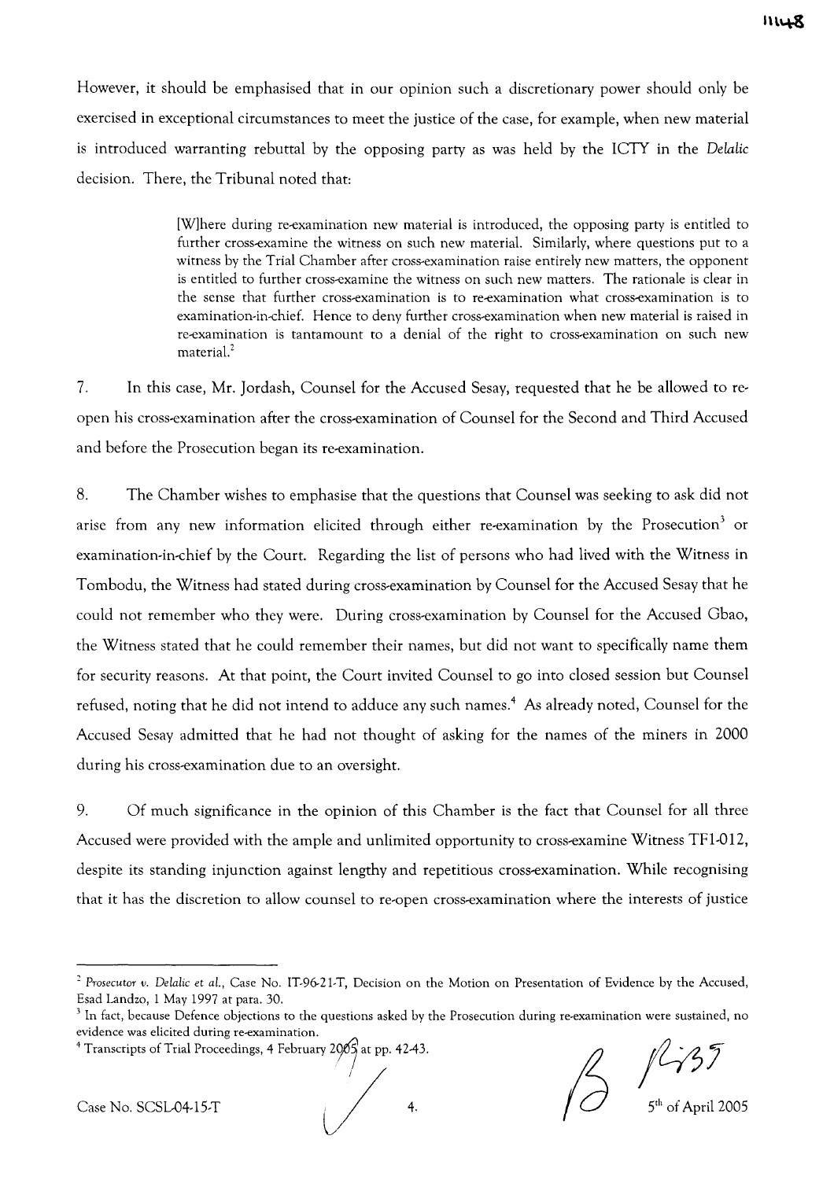However, it should be emphasised that in our opinion such a discretionary power should only be exercised in exceptional circumstances to meet the justice of the case, for example, when new material is introduced warranting rebuttal by the opposing party as was held by the ICTY in the *Delalic* decision. There, the Tribunal noted that:

> [W]here during re-examination new material is introduced, the opposing party is entitled to further cross-examine the witness on such new material. Similarly, where questions put to a witness by the Trial Chamber after cross-examination raise entirely new matters, the opponent is entitled to further cross-examine the witness on such new matters. The rationale is clear in the sense that further cross-examination is to re-examination what cross-examination is to examination-in-chief. Hence to deny further cross-examination when new material is raised in re-examination is tantamount to a denial of the right to cross-examination on such new material.[2]

7. In this case, Mr. Jordash, Counsel for the Accused Sesay, requested that he be allowed to re-open his cross-examination after the cross-examination of Counsel for the Second and Third Accused and before the Prosecution began its re-examination.

8. The Chamber wishes to emphasise that the questions that Counsel was seeking to ask did not arise from any new information elicited through either re-examination by the Prosecution[3] or examination-in-chief by the Court. Regarding the list of persons who had lived with the Witness in Tombodu, the Witness had stated during cross-examination by Counsel for the Accused Sesay that he could not remember who they were. During cross-examination by Counsel for the Accused Gbao, the Witness stated that he could remember their names, but did not want to specifically name them for security reasons. At that point, the Court invited Counsel to go into closed session but Counsel refused, noting that he did not intend to adduce any such names.[4] As already noted, Counsel for the Accused Sesay admitted that he had not thought of asking for the names of the miners in 2000 during his cross-examination due to an oversight.

9. Of much significance in the opinion of this Chamber is the fact that Counsel for all three Accused were provided with the ample and unlimited opportunity to cross-examine Witness TF1-012, despite its standing injunction against lengthy and repetitious cross-examination. While recognising that it has the discretion to allow counsel to re-open cross-examination where the interests of justice

---

[2] *Prosecutor v. Delalic et al.*, Case No. IT-96-21-T, Decision on the Motion on Presentation of Evidence by the Accused, Esad Landzo, 1 May 1997 at para. 30.

[3] In fact, because Defence objections to the questions asked by the Prosecution during re-examination were sustained, no evidence was elicited during re-examination.

[4] Transcripts of Trial Proceedings, 4 February 2005 at pp. 42-43.

Case No. SCSL-04-15-T 5th of April 2005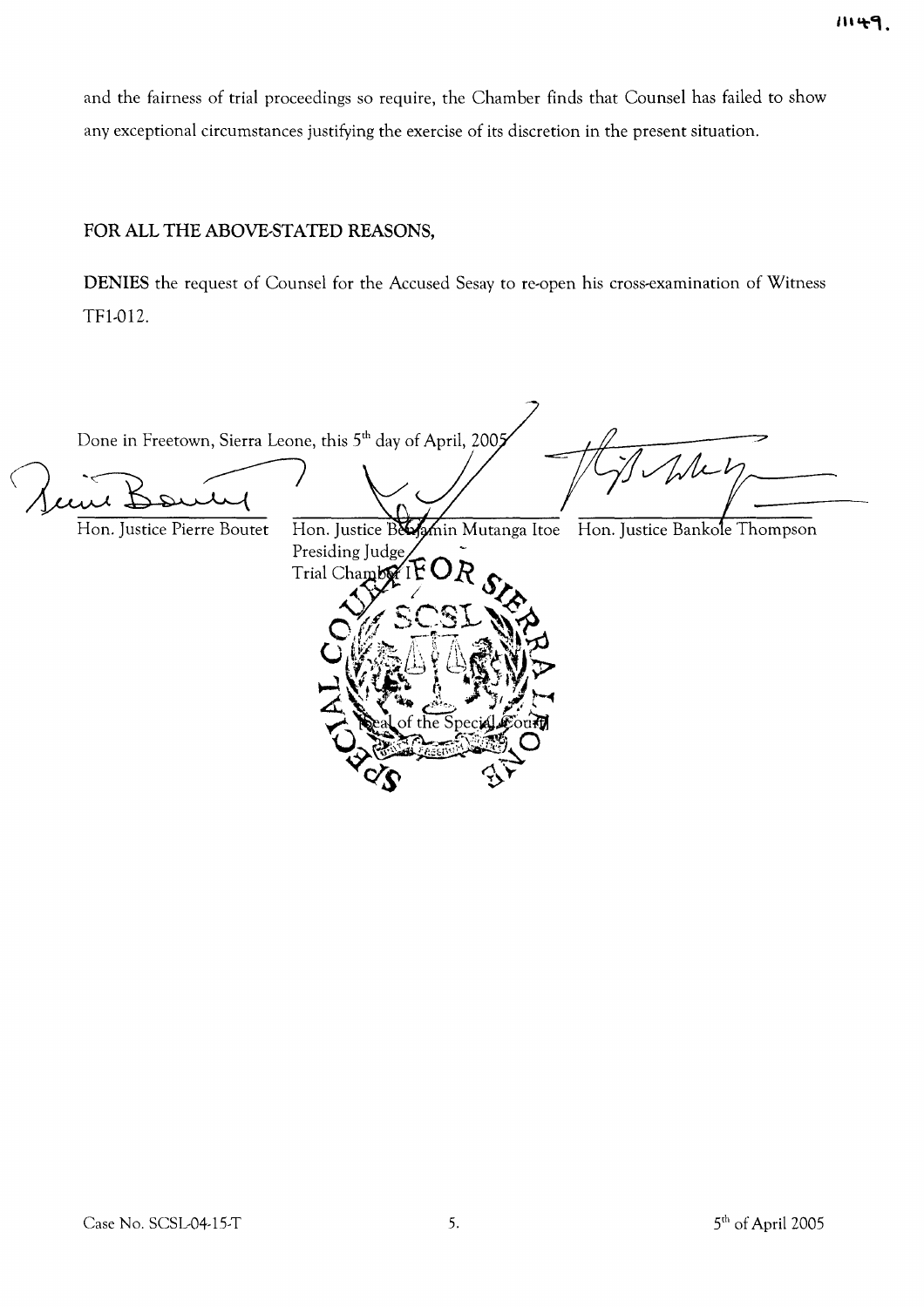and the fairness of trial proceedings so require, the Chamber finds that Counsel has failed to show any exceptional circumstances justifying the exercise of its discretion in the present situation.

**FOR ALL THE ABOVE-STATED REASONS,**

**DENIES** the request of Counsel for the Accused Sesay to re-open his cross-examination of Witness TF1-012.

Done in Freetown, Sierra Leone, this 5th day of April, 2005

| | | |
|---|---|---|
| Hon. Justice Pierre Boutet | Hon. Justice Benjamin Mutanga Itoe<br>Presiding Judge<br>Trial Chamber I | Hon. Justice Bankole Thompson |

[Seal of the Special Court]